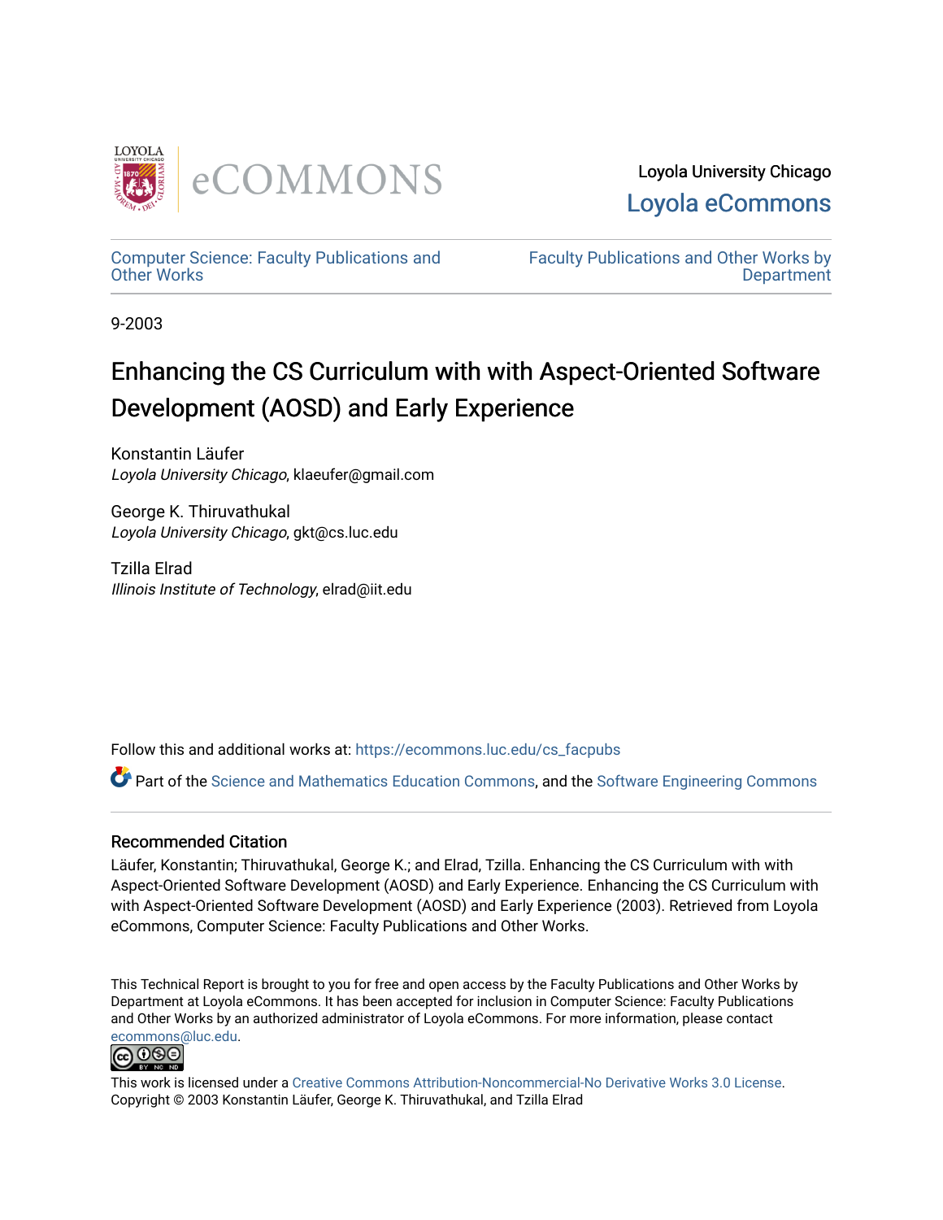Loyola University Chicago

Loyola eCommons

Computer Science: Faculty Publications and Other Works

Faculty Publications and Other Works by Department

9-2003

# Enhancing the CS Curriculum with with Aspect-Oriented Software Development (AOSD) and Early Experience

Konstantin Läufer
*Loyola University Chicago*, klaeufer@gmail.com

George K. Thiruvathukal
*Loyola University Chicago*, gkt@cs.luc.edu

Tzilla Elrad
*Illinois Institute of Technology*, elrad@iit.edu

Follow this and additional works at: https://ecommons.luc.edu/cs_facpubs

Part of the Science and Mathematics Education Commons, and the Software Engineering Commons

## Recommended Citation

Läufer, Konstantin; Thiruvathukal, George K.; and Elrad, Tzilla. Enhancing the CS Curriculum with with Aspect-Oriented Software Development (AOSD) and Early Experience. Enhancing the CS Curriculum with with Aspect-Oriented Software Development (AOSD) and Early Experience (2003). Retrieved from Loyola eCommons, Computer Science: Faculty Publications and Other Works.

This Technical Report is brought to you for free and open access by the Faculty Publications and Other Works by Department at Loyola eCommons. It has been accepted for inclusion in Computer Science: Faculty Publications and Other Works by an authorized administrator of Loyola eCommons. For more information, please contact ecommons@luc.edu.

This work is licensed under a Creative Commons Attribution-Noncommercial-No Derivative Works 3.0 License.
Copyright © 2003 Konstantin Läufer, George K. Thiruvathukal, and Tzilla Elrad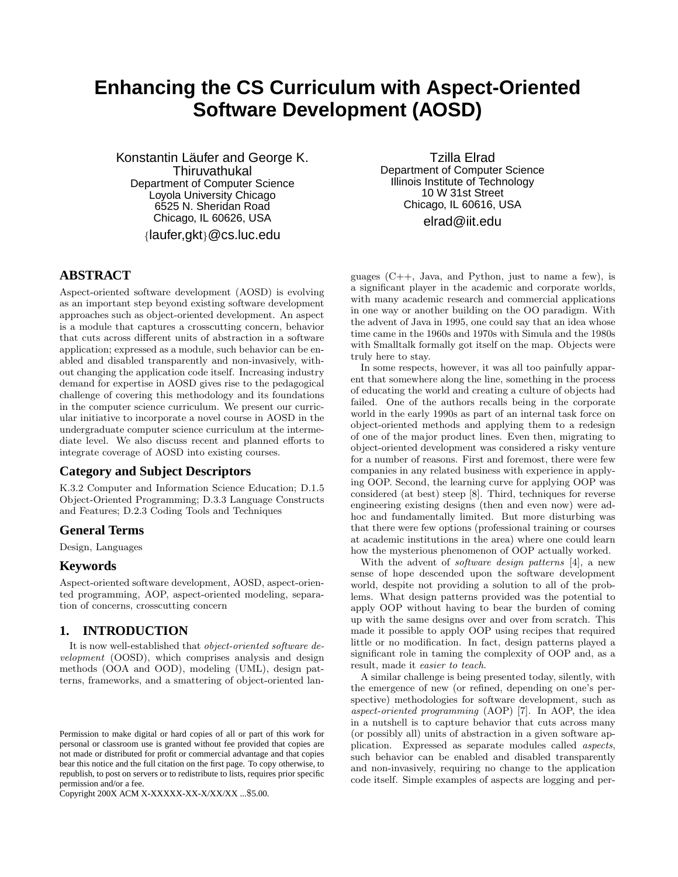# Enhancing the CS Curriculum with Aspect-Oriented Software Development (AOSD)

Konstantin Läufer and George K. Thiruvathukal
Department of Computer Science
Loyola University Chicago
6525 N. Sheridan Road
Chicago, IL 60626, USA
{laufer,gkt}@cs.luc.edu

Tzilla Elrad
Department of Computer Science
Illinois Institute of Technology
10 W 31st Street
Chicago, IL 60616, USA
elrad@iit.edu

## ABSTRACT

Aspect-oriented software development (AOSD) is evolving as an important step beyond existing software development approaches such as object-oriented development. An aspect is a module that captures a crosscutting concern, behavior that cuts across different units of abstraction in a software application; expressed as a module, such behavior can be enabled and disabled transparently and non-invasively, without changing the application code itself. Increasing industry demand for expertise in AOSD gives rise to the pedagogical challenge of covering this methodology and its foundations in the computer science curriculum. We present our curricular initiative to incorporate a novel course in AOSD in the undergraduate computer science curriculum at the intermediate level. We also discuss recent and planned efforts to integrate coverage of AOSD into existing courses.

### Category and Subject Descriptors

K.3.2 Computer and Information Science Education; D.1.5 Object-Oriented Programming; D.3.3 Language Constructs and Features; D.2.3 Coding Tools and Techniques

### General Terms

Design, Languages

### Keywords

Aspect-oriented software development, AOSD, aspect-oriented programming, AOP, aspect-oriented modeling, separation of concerns, crosscutting concern

## 1. INTRODUCTION

It is now well-established that *object-oriented software development* (OOSD), which comprises analysis and design methods (OOA and OOD), modeling (UML), design patterns, frameworks, and a smattering of object-oriented languages (C++, Java, and Python, just to name a few), is a significant player in the academic and corporate worlds, with many academic research and commercial applications in one way or another building on the OO paradigm. With the advent of Java in 1995, one could say that an idea whose time came in the 1960s and 1970s with Simula and the 1980s with Smalltalk formally got itself on the map. Objects were truly here to stay.

In some respects, however, it was all too painfully apparent that somewhere along the line, something in the process of educating the world and creating a culture of objects had failed. One of the authors recalls being in the corporate world in the early 1990s as part of an internal task force on object-oriented methods and applying them to a redesign of one of the major product lines. Even then, migrating to object-oriented development was considered a risky venture for a number of reasons. First and foremost, there were few companies in any related business with experience in applying OOP. Second, the learning curve for applying OOP was considered (at best) steep [8]. Third, techniques for reverse engineering existing designs (then and even now) were adhoc and fundamentally limited. But more disturbing was that there were few options (professional training or courses at academic institutions in the area) where one could learn how the mysterious phenomenon of OOP actually worked.

With the advent of *software design patterns* [4], a new sense of hope descended upon the software development world, despite not providing a solution to all of the problems. What design patterns provided was the potential to apply OOP without having to bear the burden of coming up with the same designs over and over from scratch. This made it possible to apply OOP using recipes that required little or no modification. In fact, design patterns played a significant role in taming the complexity of OOP and, as a result, made it *easier to teach*.

A similar challenge is being presented today, silently, with the emergence of new (or refined, depending on one's perspective) methodologies for software development, such as *aspect-oriented programming* (AOP) [7]. In AOP, the idea in a nutshell is to capture behavior that cuts across many (or possibly all) units of abstraction in a given software application. Expressed as separate modules called *aspects*, such behavior can be enabled and disabled transparently and non-invasively, requiring no change to the application code itself. Simple examples of aspects are logging and per-

Permission to make digital or hard copies of all or part of this work for personal or classroom use is granted without fee provided that copies are not made or distributed for profit or commercial advantage and that copies bear this notice and the full citation on the first page. To copy otherwise, to republish, to post on servers or to redistribute to lists, requires prior specific permission and/or a fee.
Copyright 200X ACM X-XXXXX-XX-X/XX/XX ...$5.00.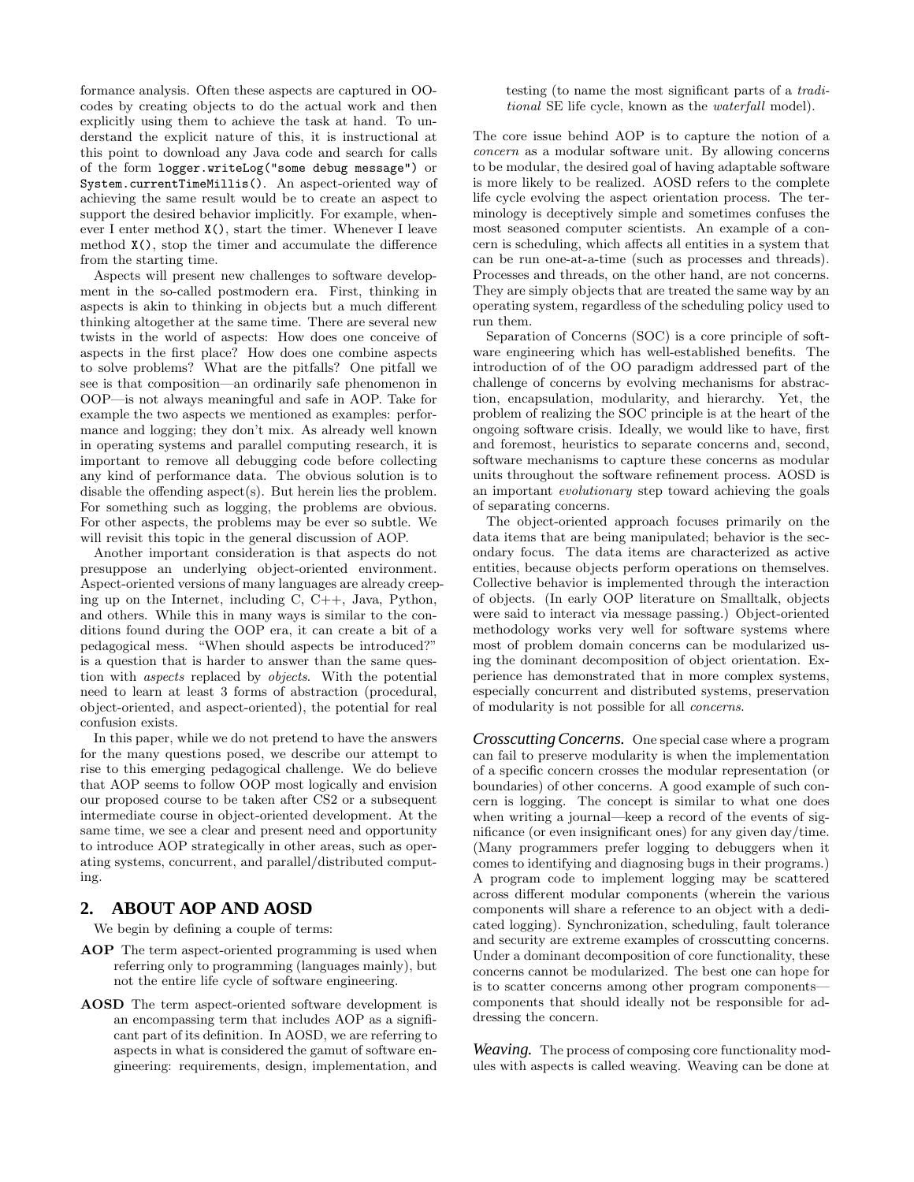formance analysis. Often these aspects are captured in OO-codes by creating objects to do the actual work and then explicitly using them to achieve the task at hand. To understand the explicit nature of this, it is instructional at this point to download any Java code and search for calls of the form `logger.writeLog("some debug message")` or `System.currentTimeMillis()`. An aspect-oriented way of achieving the same result would be to create an aspect to support the desired behavior implicitly. For example, whenever I enter method `X()`, start the timer. Whenever I leave method `X()`, stop the timer and accumulate the difference from the starting time.

Aspects will present new challenges to software development in the so-called postmodern era. First, thinking in aspects is akin to thinking in objects but a much different thinking altogether at the same time. There are several new twists in the world of aspects: How does one conceive of aspects in the first place? How does one combine aspects to solve problems? What are the pitfalls? One pitfall we see is that composition—an ordinarily safe phenomenon in OOP—is not always meaningful and safe in AOP. Take for example the two aspects we mentioned as examples: performance and logging; they don't mix. As already well known in operating systems and parallel computing research, it is important to remove all debugging code before collecting any kind of performance data. The obvious solution is to disable the offending aspect(s). But herein lies the problem. For something such as logging, the problems are obvious. For other aspects, the problems may be ever so subtle. We will revisit this topic in the general discussion of AOP.

Another important consideration is that aspects do not presuppose an underlying object-oriented environment. Aspect-oriented versions of many languages are already creeping up on the Internet, including C, C++, Java, Python, and others. While this in many ways is similar to the conditions found during the OOP era, it can create a bit of a pedagogical mess. "When should aspects be introduced?" is a question that is harder to answer than the same question with *aspects* replaced by *objects*. With the potential need to learn at least 3 forms of abstraction (procedural, object-oriented, and aspect-oriented), the potential for real confusion exists.

In this paper, while we do not pretend to have the answers for the many questions posed, we describe our attempt to rise to this emerging pedagogical challenge. We do believe that AOP seems to follow OOP most logically and envision our proposed course to be taken after CS2 or a subsequent intermediate course in object-oriented development. At the same time, we see a clear and present need and opportunity to introduce AOP strategically in other areas, such as operating systems, concurrent, and parallel/distributed computing.

## 2. ABOUT AOP AND AOSD

We begin by defining a couple of terms:

**AOP** The term aspect-oriented programming is used when referring only to programming (languages mainly), but not the entire life cycle of software engineering.

**AOSD** The term aspect-oriented software development is an encompassing term that includes AOP as a significant part of its definition. In AOSD, we are referring to aspects in what is considered the gamut of software engineering: requirements, design, implementation, and testing (to name the most significant parts of a *traditional* SE life cycle, known as the *waterfall* model).

The core issue behind AOP is to capture the notion of a *concern* as a modular software unit. By allowing concerns to be modular, the desired goal of having adaptable software is more likely to be realized. AOSD refers to the complete life cycle evolving the aspect orientation process. The terminology is deceptively simple and sometimes confuses the most seasoned computer scientists. An example of a concern is scheduling, which affects all entities in a system that can be run one-at-a-time (such as processes and threads). Processes and threads, on the other hand, are not concerns. They are simply objects that are treated the same way by an operating system, regardless of the scheduling policy used to run them.

Separation of Concerns (SOC) is a core principle of software engineering which has well-established benefits. The introduction of of the OO paradigm addressed part of the challenge of concerns by evolving mechanisms for abstraction, encapsulation, modularity, and hierarchy. Yet, the problem of realizing the SOC principle is at the heart of the ongoing software crisis. Ideally, we would like to have, first and foremost, heuristics to separate concerns and, second, software mechanisms to capture these concerns as modular units throughout the software refinement process. AOSD is an important *evolutionary* step toward achieving the goals of separating concerns.

The object-oriented approach focuses primarily on the data items that are being manipulated; behavior is the secondary focus. The data items are characterized as active entities, because objects perform operations on themselves. Collective behavior is implemented through the interaction of objects. (In early OOP literature on Smalltalk, objects were said to interact via message passing.) Object-oriented methodology works very well for software systems where most of problem domain concerns can be modularized using the dominant decomposition of object orientation. Experience has demonstrated that in more complex systems, especially concurrent and distributed systems, preservation of modularity is not possible for all *concerns*.

***Crosscutting Concerns.*** One special case where a program can fail to preserve modularity is when the implementation of a specific concern crosses the modular representation (or boundaries) of other concerns. A good example of such concern is logging. The concept is similar to what one does when writing a journal—keep a record of the events of significance (or even insignificant ones) for any given day/time. (Many programmers prefer logging to debuggers when it comes to identifying and diagnosing bugs in their programs.) A program code to implement logging may be scattered across different modular components (wherein the various components will share a reference to an object with a dedicated logging). Synchronization, scheduling, fault tolerance and security are extreme examples of crosscutting concerns. Under a dominant decomposition of core functionality, these concerns cannot be modularized. The best one can hope for is to scatter concerns among other program components—components that should ideally not be responsible for addressing the concern.

***Weaving.*** The process of composing core functionality modules with aspects is called weaving. Weaving can be done at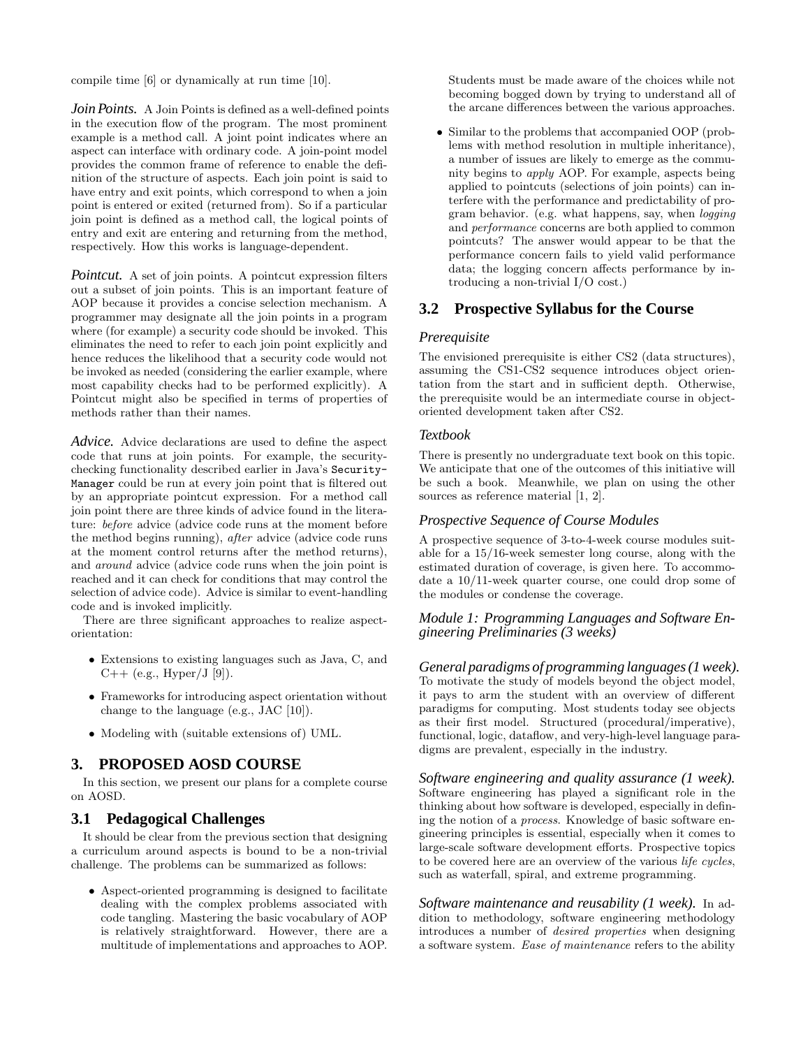compile time [6] or dynamically at run time [10].

***Join Points.*** A Join Points is defined as a well-defined points in the execution flow of the program. The most prominent example is a method call. A joint point indicates where an aspect can interface with ordinary code. A join-point model provides the common frame of reference to enable the definition of the structure of aspects. Each join point is said to have entry and exit points, which correspond to when a join point is entered or exited (returned from). So if a particular join point is defined as a method call, the logical points of entry and exit are entering and returning from the method, respectively. How this works is language-dependent.

***Pointcut.*** A set of join points. A pointcut expression filters out a subset of join points. This is an important feature of AOP because it provides a concise selection mechanism. A programmer may designate all the join points in a program where (for example) a security code should be invoked. This eliminates the need to refer to each join point explicitly and hence reduces the likelihood that a security code would not be invoked as needed (considering the earlier example, where most capability checks had to be performed explicitly). A Pointcut might also be specified in terms of properties of methods rather than their names.

***Advice.*** Advice declarations are used to define the aspect code that runs at join points. For example, the security-checking functionality described earlier in Java's `SecurityManager` could be run at every join point that is filtered out by an appropriate pointcut expression. For a method call join point there are three kinds of advice found in the literature: *before* advice (advice code runs at the moment before the method begins running), *after* advice (advice code runs at the moment control returns after the method returns), and *around* advice (advice code runs when the join point is reached and it can check for conditions that may control the selection of advice code). Advice is similar to event-handling code and is invoked implicitly.

There are three significant approaches to realize aspect-orientation:

- Extensions to existing languages such as Java, C, and C++ (e.g., Hyper/J [9]).
- Frameworks for introducing aspect orientation without change to the language (e.g., JAC [10]).
- Modeling with (suitable extensions of) UML.

# 3. PROPOSED AOSD COURSE

In this section, we present our plans for a complete course on AOSD.

## 3.1 Pedagogical Challenges

It should be clear from the previous section that designing a curriculum around aspects is bound to be a non-trivial challenge. The problems can be summarized as follows:

- Aspect-oriented programming is designed to facilitate dealing with the complex problems associated with code tangling. Mastering the basic vocabulary of AOP is relatively straightforward. However, there are a multitude of implementations and approaches to AOP. Students must be made aware of the choices while not becoming bogged down by trying to understand all of the arcane differences between the various approaches.
- Similar to the problems that accompanied OOP (problems with method resolution in multiple inheritance), a number of issues are likely to emerge as the community begins to *apply* AOP. For example, aspects being applied to pointcuts (selections of join points) can interfere with the performance and predictability of program behavior. (e.g. what happens, say, when *logging* and *performance* concerns are both applied to common pointcuts? The answer would appear to be that the performance concern fails to yield valid performance data; the logging concern affects performance by introducing a non-trivial I/O cost.)

## 3.2 Prospective Syllabus for the Course

### *Prerequisite*

The envisioned prerequisite is either CS2 (data structures), assuming the CS1-CS2 sequence introduces object orientation from the start and in sufficient depth. Otherwise, the prerequisite would be an intermediate course in object-oriented development taken after CS2.

### *Textbook*

There is presently no undergraduate text book on this topic. We anticipate that one of the outcomes of this initiative will be such a book. Meanwhile, we plan on using the other sources as reference material [1, 2].

### *Prospective Sequence of Course Modules*

A prospective sequence of 3-to-4-week course modules suitable for a 15/16-week semester long course, along with the estimated duration of coverage, is given here. To accommodate a 10/11-week quarter course, one could drop some of the modules or condense the coverage.

### *Module 1: Programming Languages and Software Engineering Preliminaries (3 weeks)*

***General paradigms of programming languages (1 week).*** To motivate the study of models beyond the object model, it pays to arm the student with an overview of different paradigms for computing. Most students today see objects as their first model. Structured (procedural/imperative), functional, logic, dataflow, and very-high-level language paradigms are prevalent, especially in the industry.

***Software engineering and quality assurance (1 week).*** Software engineering has played a significant role in the thinking about how software is developed, especially in defining the notion of a *process*. Knowledge of basic software engineering principles is essential, especially when it comes to large-scale software development efforts. Prospective topics to be covered here are an overview of the various *life cycles*, such as waterfall, spiral, and extreme programming.

***Software maintenance and reusability (1 week).*** In addition to methodology, software engineering methodology introduces a number of *desired properties* when designing a software system. *Ease of maintenance* refers to the ability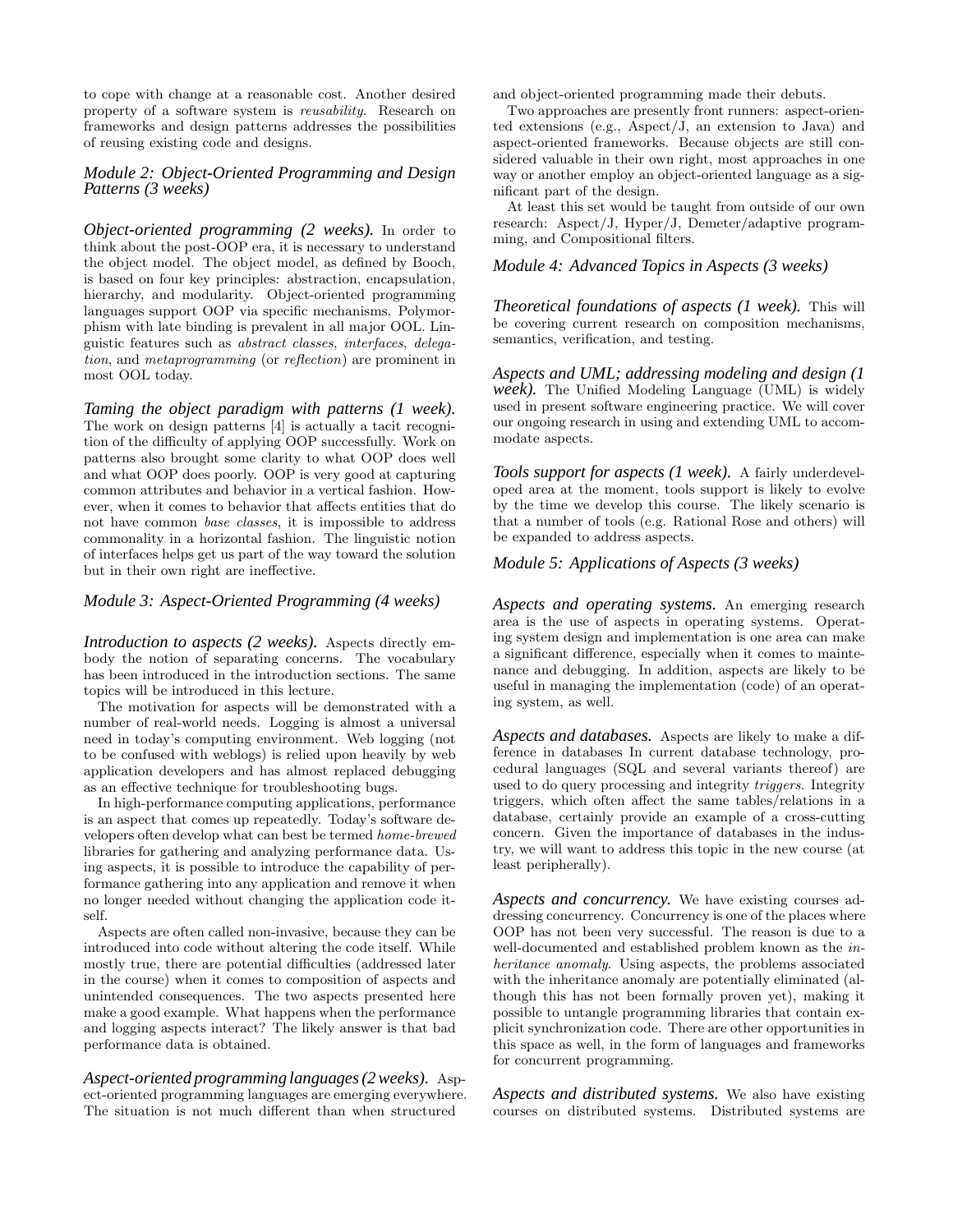to cope with change at a reasonable cost. Another desired property of a software system is *reusability*. Research on frameworks and design patterns addresses the possibilities of reusing existing code and designs.

### Module 2: Object-Oriented Programming and Design Patterns (3 weeks)

***Object-oriented programming (2 weeks).*** In order to think about the post-OOP era, it is necessary to understand the object model. The object model, as defined by Booch, is based on four key principles: abstraction, encapsulation, hierarchy, and modularity. Object-oriented programming languages support OOP via specific mechanisms. Polymorphism with late binding is prevalent in all major OOL. Linguistic features such as *abstract classes*, *interfaces*, *delegation*, and *metaprogramming* (or *reflection*) are prominent in most OOL today.

***Taming the object paradigm with patterns (1 week).*** The work on design patterns [4] is actually a tacit recognition of the difficulty of applying OOP successfully. Work on patterns also brought some clarity to what OOP does well and what OOP does poorly. OOP is very good at capturing common attributes and behavior in a vertical fashion. However, when it comes to behavior that affects entities that do not have common *base classes*, it is impossible to address commonality in a horizontal fashion. The linguistic notion of interfaces helps get us part of the way toward the solution but in their own right are ineffective.

### Module 3: Aspect-Oriented Programming (4 weeks)

***Introduction to aspects (2 weeks).*** Aspects directly embody the notion of separating concerns. The vocabulary has been introduced in the introduction sections. The same topics will be introduced in this lecture.

The motivation for aspects will be demonstrated with a number of real-world needs. Logging is almost a universal need in today's computing environment. Web logging (not to be confused with weblogs) is relied upon heavily by web application developers and has almost replaced debugging as an effective technique for troubleshooting bugs.

In high-performance computing applications, performance is an aspect that comes up repeatedly. Today's software developers often develop what can best be termed *home-brewed* libraries for gathering and analyzing performance data. Using aspects, it is possible to introduce the capability of performance gathering into any application and remove it when no longer needed without changing the application code itself.

Aspects are often called non-invasive, because they can be introduced into code without altering the code itself. While mostly true, there are potential difficulties (addressed later in the course) when it comes to composition of aspects and unintended consequences. The two aspects presented here make a good example. What happens when the performance and logging aspects interact? The likely answer is that bad performance data is obtained.

***Aspect-oriented programming languages (2 weeks).*** Aspect-oriented programming languages are emerging everywhere. The situation is not much different than when structured and object-oriented programming made their debuts.

Two approaches are presently front runners: aspect-oriented extensions (e.g., Aspect/J, an extension to Java) and aspect-oriented frameworks. Because objects are still considered valuable in their own right, most approaches in one way or another employ an object-oriented language as a significant part of the design.

At least this set would be taught from outside of our own research: Aspect/J, Hyper/J, Demeter/adaptive programming, and Compositional filters.

### Module 4: Advanced Topics in Aspects (3 weeks)

***Theoretical foundations of aspects (1 week).*** This will be covering current research on composition mechanisms, semantics, verification, and testing.

***Aspects and UML; addressing modeling and design (1 week).*** The Unified Modeling Language (UML) is widely used in present software engineering practice. We will cover our ongoing research in using and extending UML to accommodate aspects.

***Tools support for aspects (1 week).*** A fairly underdeveloped area at the moment, tools support is likely to evolve by the time we develop this course. The likely scenario is that a number of tools (e.g. Rational Rose and others) will be expanded to address aspects.

### Module 5: Applications of Aspects (3 weeks)

***Aspects and operating systems.*** An emerging research area is the use of aspects in operating systems. Operating system design and implementation is one area can make a significant difference, especially when it comes to maintenance and debugging. In addition, aspects are likely to be useful in managing the implementation (code) of an operating system, as well.

***Aspects and databases.*** Aspects are likely to make a difference in databases In current database technology, procedural languages (SQL and several variants thereof) are used to do query processing and integrity *triggers*. Integrity triggers, which often affect the same tables/relations in a database, certainly provide an example of a cross-cutting concern. Given the importance of databases in the industry, we will want to address this topic in the new course (at least peripherally).

***Aspects and concurrency.*** We have existing courses addressing concurrency. Concurrency is one of the places where OOP has not been very successful. The reason is due to a well-documented and established problem known as the *inheritance anomaly*. Using aspects, the problems associated with the inheritance anomaly are potentially eliminated (although this has not been formally proven yet), making it possible to untangle programming libraries that contain explicit synchronization code. There are other opportunities in this space as well, in the form of languages and frameworks for concurrent programming.

***Aspects and distributed systems.*** We also have existing courses on distributed systems. Distributed systems are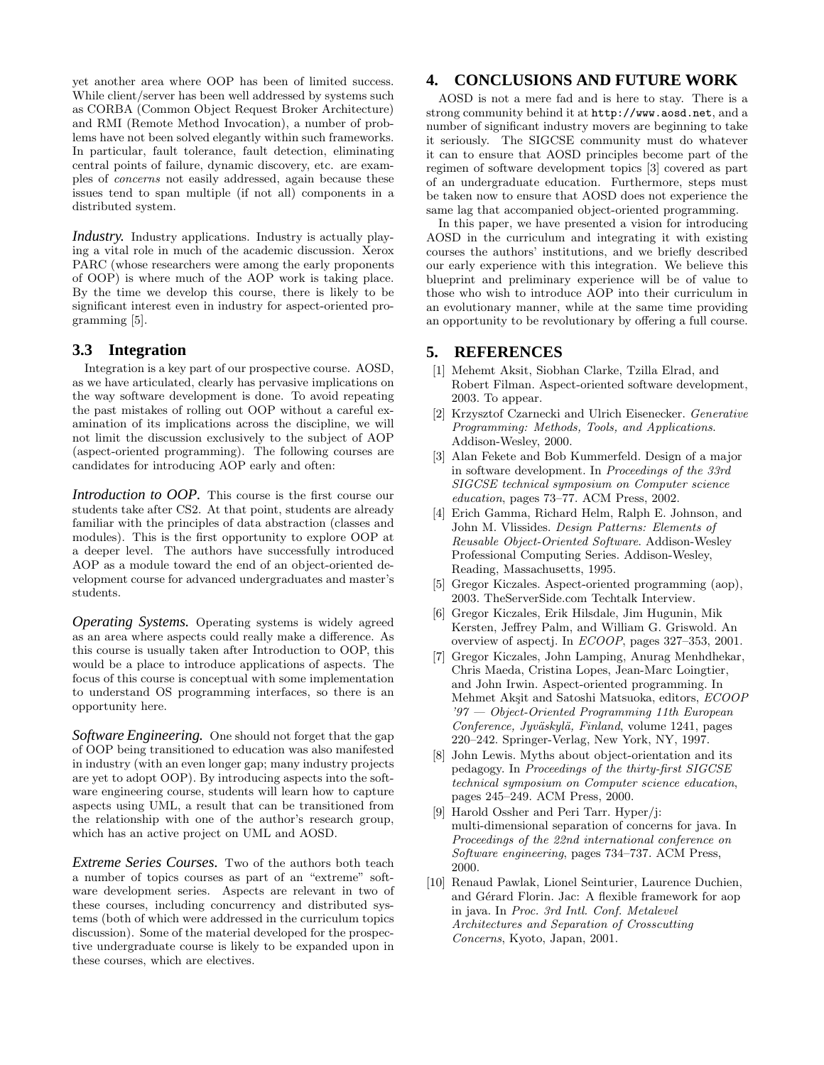yet another area where OOP has been of limited success. While client/server has been well addressed by systems such as CORBA (Common Object Request Broker Architecture) and RMI (Remote Method Invocation), a number of problems have not been solved elegantly within such frameworks. In particular, fault tolerance, fault detection, eliminating central points of failure, dynamic discovery, etc. are examples of *concerns* not easily addressed, again because these issues tend to span multiple (if not all) components in a distributed system.

***Industry.*** Industry applications. Industry is actually playing a vital role in much of the academic discussion. Xerox PARC (whose researchers were among the early proponents of OOP) is where much of the AOP work is taking place. By the time we develop this course, there is likely to be significant interest even in industry for aspect-oriented programming [5].

### 3.3 Integration

Integration is a key part of our prospective course. AOSD, as we have articulated, clearly has pervasive implications on the way software development is done. To avoid repeating the past mistakes of rolling out OOP without a careful examination of its implications across the discipline, we will not limit the discussion exclusively to the subject of AOP (aspect-oriented programming). The following courses are candidates for introducing AOP early and often:

***Introduction to OOP.*** This course is the first course our students take after CS2. At that point, students are already familiar with the principles of data abstraction (classes and modules). This is the first opportunity to explore OOP at a deeper level. The authors have successfully introduced AOP as a module toward the end of an object-oriented development course for advanced undergraduates and master's students.

***Operating Systems.*** Operating systems is widely agreed as an area where aspects could really make a difference. As this course is usually taken after Introduction to OOP, this would be a place to introduce applications of aspects. The focus of this course is conceptual with some implementation to understand OS programming interfaces, so there is an opportunity here.

***Software Engineering.*** One should not forget that the gap of OOP being transitioned to education was also manifested in industry (with an even longer gap; many industry projects are yet to adopt OOP). By introducing aspects into the software engineering course, students will learn how to capture aspects using UML, a result that can be transitioned from the relationship with one of the author's research group, which has an active project on UML and AOSD.

***Extreme Series Courses.*** Two of the authors both teach a number of topics courses as part of an "extreme" software development series. Aspects are relevant in two of these courses, including concurrency and distributed systems (both of which were addressed in the curriculum topics discussion). Some of the material developed for the prospective undergraduate course is likely to be expanded upon in these courses, which are electives.

## 4. CONCLUSIONS AND FUTURE WORK

AOSD is not a mere fad and is here to stay. There is a strong community behind it at `http://www.aosd.net`, and a number of significant industry movers are beginning to take it seriously. The SIGCSE community must do whatever it can to ensure that AOSD principles become part of the regimen of software development topics [3] covered as part of an undergraduate education. Furthermore, steps must be taken now to ensure that AOSD does not experience the same lag that accompanied object-oriented programming.

In this paper, we have presented a vision for introducing AOSD in the curriculum and integrating it with existing courses the authors' institutions, and we briefly described our early experience with this integration. We believe this blueprint and preliminary experience will be of value to those who wish to introduce AOP into their curriculum in an evolutionary manner, while at the same time providing an opportunity to be revolutionary by offering a full course.

## 5. REFERENCES

[1] Mehemt Aksit, Siobhan Clarke, Tzilla Elrad, and Robert Filman. Aspect-oriented software development, 2003. To appear.

[2] Krzysztof Czarnecki and Ulrich Eisenecker. *Generative Programming: Methods, Tools, and Applications*. Addison-Wesley, 2000.

[3] Alan Fekete and Bob Kummerfeld. Design of a major in software development. In *Proceedings of the 33rd SIGCSE technical symposium on Computer science education*, pages 73–77. ACM Press, 2002.

[4] Erich Gamma, Richard Helm, Ralph E. Johnson, and John M. Vlissides. *Design Patterns: Elements of Reusable Object-Oriented Software*. Addison-Wesley Professional Computing Series. Addison-Wesley, Reading, Massachusetts, 1995.

[5] Gregor Kiczales. Aspect-oriented programming (aop), 2003. TheServerSide.com Techtalk Interview.

[6] Gregor Kiczales, Erik Hilsdale, Jim Hugunin, Mik Kersten, Jeffrey Palm, and William G. Griswold. An overview of aspectj. In *ECOOP*, pages 327–353, 2001.

[7] Gregor Kiczales, John Lamping, Anurag Menhdhekar, Chris Maeda, Cristina Lopes, Jean-Marc Loingtier, and John Irwin. Aspect-oriented programming. In Mehmet Akşit and Satoshi Matsuoka, editors, *ECOOP '97 — Object-Oriented Programming 11th European Conference, Jyväskylä, Finland*, volume 1241, pages 220–242. Springer-Verlag, New York, NY, 1997.

[8] John Lewis. Myths about object-orientation and its pedagogy. In *Proceedings of the thirty-first SIGCSE technical symposium on Computer science education*, pages 245–249. ACM Press, 2000.

[9] Harold Ossher and Peri Tarr. Hyper/j: multi-dimensional separation of concerns for java. In *Proceedings of the 22nd international conference on Software engineering*, pages 734–737. ACM Press, 2000.

[10] Renaud Pawlak, Lionel Seinturier, Laurence Duchien, and Gérard Florin. Jac: A flexible framework for aop in java. In *Proc. 3rd Intl. Conf. Metalevel Architectures and Separation of Crosscutting Concerns*, Kyoto, Japan, 2001.